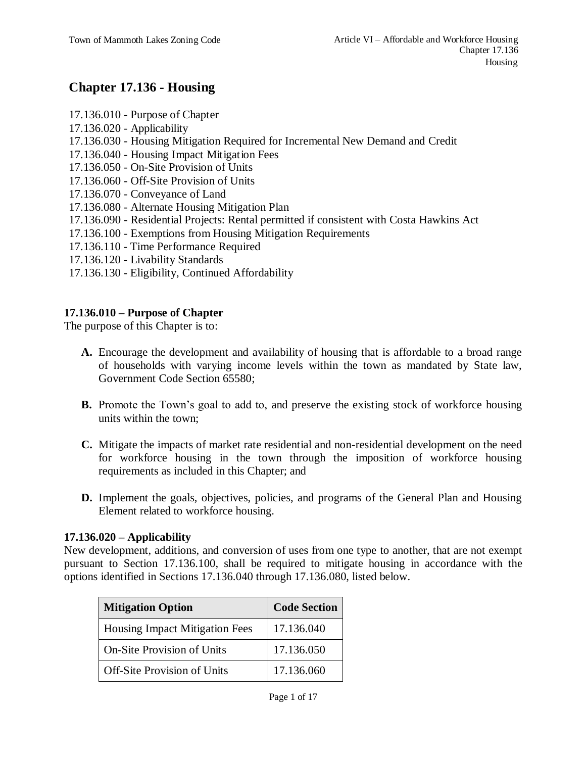# Chapter 17.136 - Housing

17.136.010 - Purpose of Chapter
17.136.020 - Applicability
17.136.030 - Housing Mitigation Required for Incremental New Demand and Credit
17.136.040 - Housing Impact Mitigation Fees
17.136.050 - On-Site Provision of Units
17.136.060 - Off-Site Provision of Units
17.136.070 - Conveyance of Land
17.136.080 - Alternate Housing Mitigation Plan
17.136.090 - Residential Projects: Rental permitted if consistent with Costa Hawkins Act
17.136.100 - Exemptions from Housing Mitigation Requirements
17.136.110 - Time Performance Required
17.136.120 - Livability Standards
17.136.130 - Eligibility, Continued Affordability

### 17.136.010 – Purpose of Chapter

The purpose of this Chapter is to:

**A.** Encourage the development and availability of housing that is affordable to a broad range of households with varying income levels within the town as mandated by State law, Government Code Section 65580;

**B.** Promote the Town's goal to add to, and preserve the existing stock of workforce housing units within the town;

**C.** Mitigate the impacts of market rate residential and non-residential development on the need for workforce housing in the town through the imposition of workforce housing requirements as included in this Chapter; and

**D.** Implement the goals, objectives, policies, and programs of the General Plan and Housing Element related to workforce housing.

### 17.136.020 – Applicability

New development, additions, and conversion of uses from one type to another, that are not exempt pursuant to Section 17.136.100, shall be required to mitigate housing in accordance with the options identified in Sections 17.136.040 through 17.136.080, listed below.

| Mitigation Option | Code Section |
|---|---|
| Housing Impact Mitigation Fees | 17.136.040 |
| On-Site Provision of Units | 17.136.050 |
| Off-Site Provision of Units | 17.136.060 |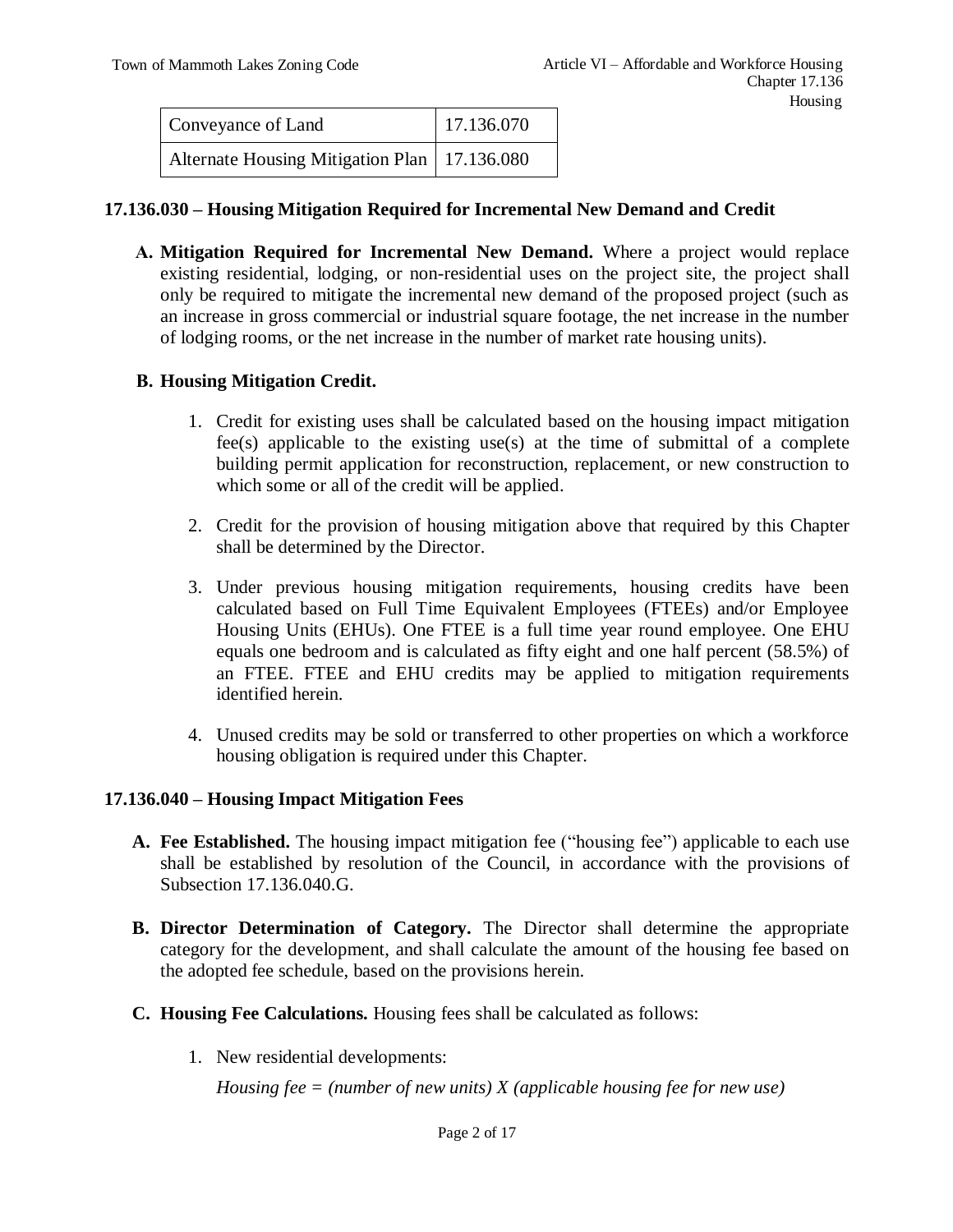| Conveyance of Land | 17.136.070 |
|---|---|
| Alternate Housing Mitigation Plan | 17.136.080 |

## 17.136.030 – Housing Mitigation Required for Incremental New Demand and Credit

**A. Mitigation Required for Incremental New Demand.** Where a project would replace existing residential, lodging, or non-residential uses on the project site, the project shall only be required to mitigate the incremental new demand of the proposed project (such as an increase in gross commercial or industrial square footage, the net increase in the number of lodging rooms, or the net increase in the number of market rate housing units).

**B. Housing Mitigation Credit.**

1. Credit for existing uses shall be calculated based on the housing impact mitigation fee(s) applicable to the existing use(s) at the time of submittal of a complete building permit application for reconstruction, replacement, or new construction to which some or all of the credit will be applied.
2. Credit for the provision of housing mitigation above that required by this Chapter shall be determined by the Director.
3. Under previous housing mitigation requirements, housing credits have been calculated based on Full Time Equivalent Employees (FTEEs) and/or Employee Housing Units (EHUs). One FTEE is a full time year round employee. One EHU equals one bedroom and is calculated as fifty eight and one half percent (58.5%) of an FTEE. FTEE and EHU credits may be applied to mitigation requirements identified herein.
4. Unused credits may be sold or transferred to other properties on which a workforce housing obligation is required under this Chapter.

## 17.136.040 – Housing Impact Mitigation Fees

**A. Fee Established.** The housing impact mitigation fee ("housing fee") applicable to each use shall be established by resolution of the Council, in accordance with the provisions of Subsection 17.136.040.G.

**B. Director Determination of Category.** The Director shall determine the appropriate category for the development, and shall calculate the amount of the housing fee based on the adopted fee schedule, based on the provisions herein.

**C. Housing Fee Calculations.** Housing fees shall be calculated as follows:

1. New residential developments:

   *Housing fee = (number of new units) X (applicable housing fee for new use)*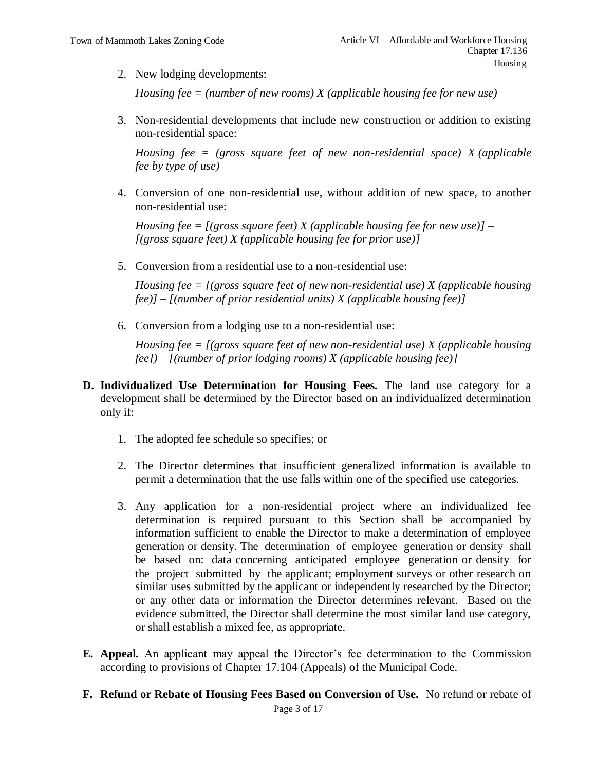2. New lodging developments:

   *Housing fee = (number of new rooms) X (applicable housing fee for new use)*

3. Non-residential developments that include new construction or addition to existing non-residential space:

   *Housing fee = (gross square feet of new non-residential space) X (applicable fee by type of use)*

4. Conversion of one non-residential use, without addition of new space, to another non-residential use:

   *Housing fee = [(gross square feet) X (applicable housing fee for new use)] – [(gross square feet) X (applicable housing fee for prior use)]*

5. Conversion from a residential use to a non-residential use:

   *Housing fee = [(gross square feet of new non-residential use) X (applicable housing fee)] – [(number of prior residential units) X (applicable housing fee)]*

6. Conversion from a lodging use to a non-residential use:

   *Housing fee = [(gross square feet of new non-residential use) X (applicable housing fee]) – [(number of prior lodging rooms) X (applicable housing fee)]*

**D. Individualized Use Determination for Housing Fees.** The land use category for a development shall be determined by the Director based on an individualized determination only if:

1. The adopted fee schedule so specifies; or

2. The Director determines that insufficient generalized information is available to permit a determination that the use falls within one of the specified use categories.

3. Any application for a non-residential project where an individualized fee determination is required pursuant to this Section shall be accompanied by information sufficient to enable the Director to make a determination of employee generation or density. The determination of employee generation or density shall be based on: data concerning anticipated employee generation or density for the project submitted by the applicant; employment surveys or other research on similar uses submitted by the applicant or independently researched by the Director; or any other data or information the Director determines relevant. Based on the evidence submitted, the Director shall determine the most similar land use category, or shall establish a mixed fee, as appropriate.

**E. Appeal.** An applicant may appeal the Director's fee determination to the Commission according to provisions of Chapter 17.104 (Appeals) of the Municipal Code.

**F. Refund or Rebate of Housing Fees Based on Conversion of Use.** No refund or rebate of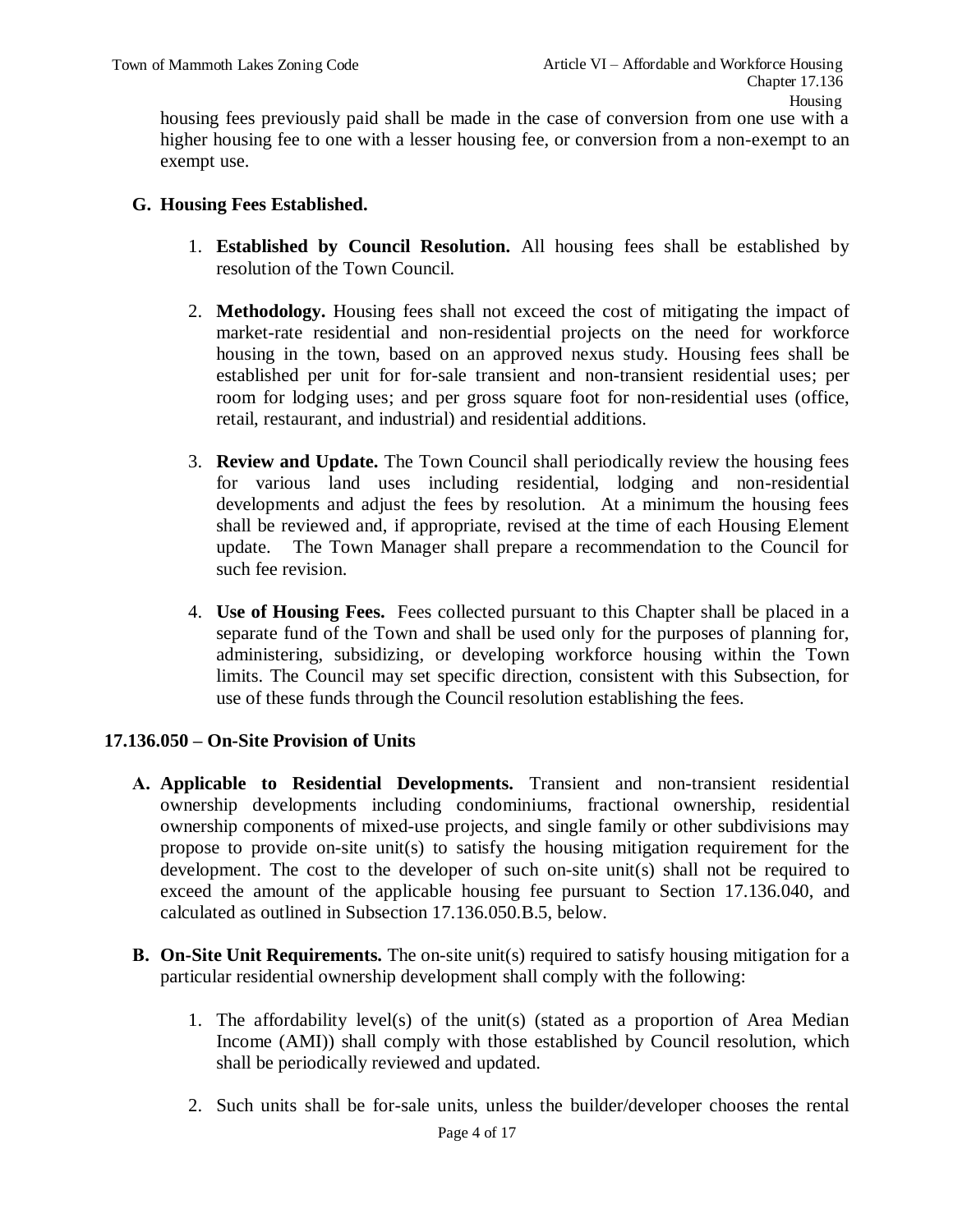housing fees previously paid shall be made in the case of conversion from one use with a higher housing fee to one with a lesser housing fee, or conversion from a non-exempt to an exempt use.

**G. Housing Fees Established.**

1. **Established by Council Resolution.** All housing fees shall be established by resolution of the Town Council.

2. **Methodology.** Housing fees shall not exceed the cost of mitigating the impact of market-rate residential and non-residential projects on the need for workforce housing in the town, based on an approved nexus study. Housing fees shall be established per unit for for-sale transient and non-transient residential uses; per room for lodging uses; and per gross square foot for non-residential uses (office, retail, restaurant, and industrial) and residential additions.

3. **Review and Update.** The Town Council shall periodically review the housing fees for various land uses including residential, lodging and non-residential developments and adjust the fees by resolution. At a minimum the housing fees shall be reviewed and, if appropriate, revised at the time of each Housing Element update. The Town Manager shall prepare a recommendation to the Council for such fee revision.

4. **Use of Housing Fees.** Fees collected pursuant to this Chapter shall be placed in a separate fund of the Town and shall be used only for the purposes of planning for, administering, subsidizing, or developing workforce housing within the Town limits. The Council may set specific direction, consistent with this Subsection, for use of these funds through the Council resolution establishing the fees.

## 17.136.050 – On-Site Provision of Units

**A. Applicable to Residential Developments.** Transient and non-transient residential ownership developments including condominiums, fractional ownership, residential ownership components of mixed-use projects, and single family or other subdivisions may propose to provide on-site unit(s) to satisfy the housing mitigation requirement for the development. The cost to the developer of such on-site unit(s) shall not be required to exceed the amount of the applicable housing fee pursuant to Section 17.136.040, and calculated as outlined in Subsection 17.136.050.B.5, below.

**B. On-Site Unit Requirements.** The on-site unit(s) required to satisfy housing mitigation for a particular residential ownership development shall comply with the following:

1. The affordability level(s) of the unit(s) (stated as a proportion of Area Median Income (AMI)) shall comply with those established by Council resolution, which shall be periodically reviewed and updated.

2. Such units shall be for-sale units, unless the builder/developer chooses the rental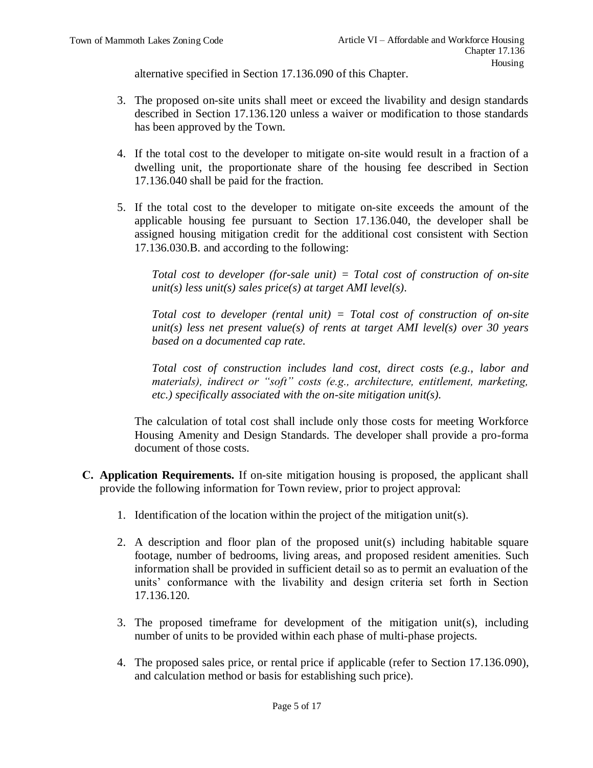alternative specified in Section 17.136.090 of this Chapter.

3. The proposed on-site units shall meet or exceed the livability and design standards described in Section 17.136.120 unless a waiver or modification to those standards has been approved by the Town.

4. If the total cost to the developer to mitigate on-site would result in a fraction of a dwelling unit, the proportionate share of the housing fee described in Section 17.136.040 shall be paid for the fraction.

5. If the total cost to the developer to mitigate on-site exceeds the amount of the applicable housing fee pursuant to Section 17.136.040, the developer shall be assigned housing mitigation credit for the additional cost consistent with Section 17.136.030.B. and according to the following:

   *Total cost to developer (for-sale unit) = Total cost of construction of on-site unit(s) less unit(s) sales price(s) at target AMI level(s).*

   *Total cost to developer (rental unit) = Total cost of construction of on-site unit(s) less net present value(s) of rents at target AMI level(s) over 30 years based on a documented cap rate.*

   *Total cost of construction includes land cost, direct costs (e.g., labor and materials), indirect or "soft" costs (e.g., architecture, entitlement, marketing, etc.) specifically associated with the on-site mitigation unit(s).*

   The calculation of total cost shall include only those costs for meeting Workforce Housing Amenity and Design Standards. The developer shall provide a pro-forma document of those costs.

**C. Application Requirements.** If on-site mitigation housing is proposed, the applicant shall provide the following information for Town review, prior to project approval:

1. Identification of the location within the project of the mitigation unit(s).

2. A description and floor plan of the proposed unit(s) including habitable square footage, number of bedrooms, living areas, and proposed resident amenities. Such information shall be provided in sufficient detail so as to permit an evaluation of the units' conformance with the livability and design criteria set forth in Section 17.136.120.

3. The proposed timeframe for development of the mitigation unit(s), including number of units to be provided within each phase of multi-phase projects.

4. The proposed sales price, or rental price if applicable (refer to Section 17.136.090), and calculation method or basis for establishing such price).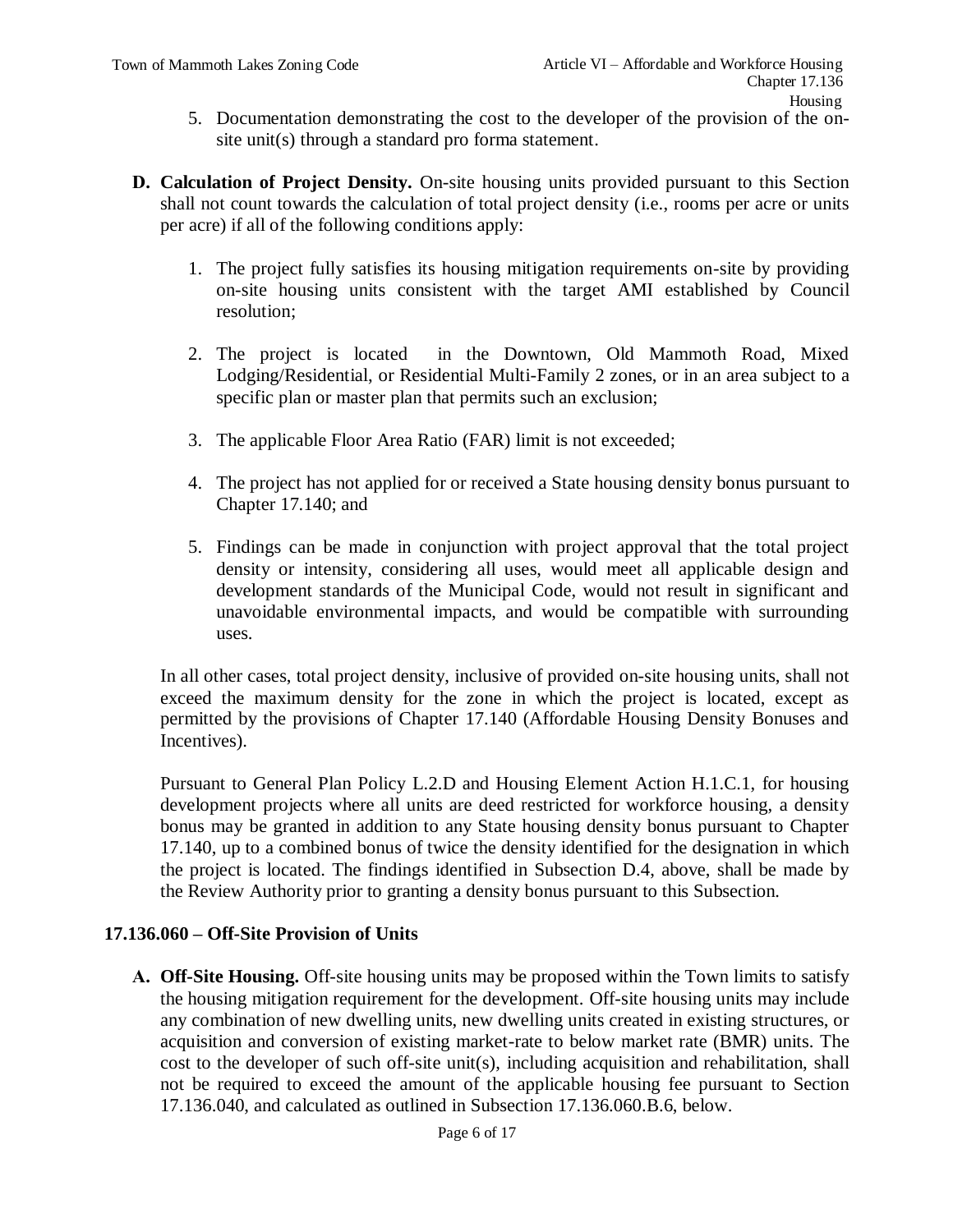5. Documentation demonstrating the cost to the developer of the provision of the on-site unit(s) through a standard pro forma statement.

**D. Calculation of Project Density.** On-site housing units provided pursuant to this Section shall not count towards the calculation of total project density (i.e., rooms per acre or units per acre) if all of the following conditions apply:

1. The project fully satisfies its housing mitigation requirements on-site by providing on-site housing units consistent with the target AMI established by Council resolution;

2. The project is located in the Downtown, Old Mammoth Road, Mixed Lodging/Residential, or Residential Multi-Family 2 zones, or in an area subject to a specific plan or master plan that permits such an exclusion;

3. The applicable Floor Area Ratio (FAR) limit is not exceeded;

4. The project has not applied for or received a State housing density bonus pursuant to Chapter 17.140; and

5. Findings can be made in conjunction with project approval that the total project density or intensity, considering all uses, would meet all applicable design and development standards of the Municipal Code, would not result in significant and unavoidable environmental impacts, and would be compatible with surrounding uses.

In all other cases, total project density, inclusive of provided on-site housing units, shall not exceed the maximum density for the zone in which the project is located, except as permitted by the provisions of Chapter 17.140 (Affordable Housing Density Bonuses and Incentives).

Pursuant to General Plan Policy L.2.D and Housing Element Action H.1.C.1, for housing development projects where all units are deed restricted for workforce housing, a density bonus may be granted in addition to any State housing density bonus pursuant to Chapter 17.140, up to a combined bonus of twice the density identified for the designation in which the project is located. The findings identified in Subsection D.4, above, shall be made by the Review Authority prior to granting a density bonus pursuant to this Subsection.

### 17.136.060 – Off-Site Provision of Units

**A. Off-Site Housing.** Off-site housing units may be proposed within the Town limits to satisfy the housing mitigation requirement for the development. Off-site housing units may include any combination of new dwelling units, new dwelling units created in existing structures, or acquisition and conversion of existing market-rate to below market rate (BMR) units. The cost to the developer of such off-site unit(s), including acquisition and rehabilitation, shall not be required to exceed the amount of the applicable housing fee pursuant to Section 17.136.040, and calculated as outlined in Subsection 17.136.060.B.6, below.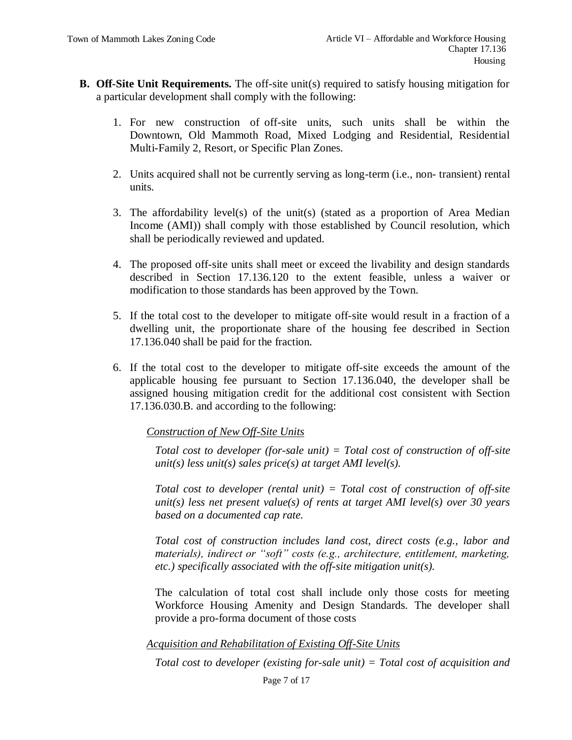**B. Off-Site Unit Requirements.** The off-site unit(s) required to satisfy housing mitigation for a particular development shall comply with the following:

1. For new construction of off-site units, such units shall be within the Downtown, Old Mammoth Road, Mixed Lodging and Residential, Residential Multi-Family 2, Resort, or Specific Plan Zones.

2. Units acquired shall not be currently serving as long-term (i.e., non- transient) rental units.

3. The affordability level(s) of the unit(s) (stated as a proportion of Area Median Income (AMI)) shall comply with those established by Council resolution, which shall be periodically reviewed and updated.

4. The proposed off-site units shall meet or exceed the livability and design standards described in Section 17.136.120 to the extent feasible, unless a waiver or modification to those standards has been approved by the Town.

5. If the total cost to the developer to mitigate off-site would result in a fraction of a dwelling unit, the proportionate share of the housing fee described in Section 17.136.040 shall be paid for the fraction.

6. If the total cost to the developer to mitigate off-site exceeds the amount of the applicable housing fee pursuant to Section 17.136.040, the developer shall be assigned housing mitigation credit for the additional cost consistent with Section 17.136.030.B. and according to the following:

   <u>*Construction of New Off-Site Units*</u>

   *Total cost to developer (for-sale unit) = Total cost of construction of off-site unit(s) less unit(s) sales price(s) at target AMI level(s).*

   *Total cost to developer (rental unit) = Total cost of construction of off-site unit(s) less net present value(s) of rents at target AMI level(s) over 30 years based on a documented cap rate.*

   *Total cost of construction includes land cost, direct costs (e.g., labor and materials), indirect or "soft" costs (e.g., architecture, entitlement, marketing, etc.) specifically associated with the off-site mitigation unit(s).*

   The calculation of total cost shall include only those costs for meeting Workforce Housing Amenity and Design Standards. The developer shall provide a pro-forma document of those costs

   <u>*Acquisition and Rehabilitation of Existing Off-Site Units*</u>

   *Total cost to developer (existing for-sale unit) = Total cost of acquisition and*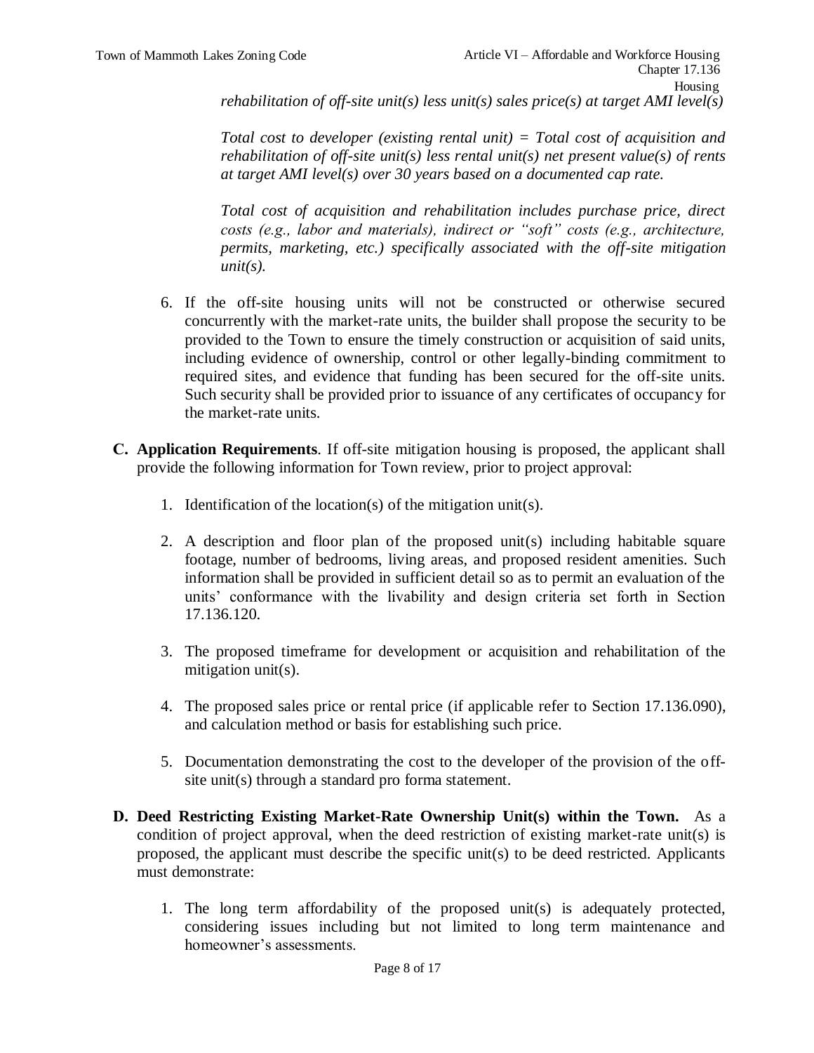*rehabilitation of off-site unit(s) less unit(s) sales price(s) at target AMI level(s)*

*Total cost to developer (existing rental unit) = Total cost of acquisition and rehabilitation of off-site unit(s) less rental unit(s) net present value(s) of rents at target AMI level(s) over 30 years based on a documented cap rate.*

*Total cost of acquisition and rehabilitation includes purchase price, direct costs (e.g., labor and materials), indirect or "soft" costs (e.g., architecture, permits, marketing, etc.) specifically associated with the off-site mitigation unit(s).*

6. If the off-site housing units will not be constructed or otherwise secured concurrently with the market-rate units, the builder shall propose the security to be provided to the Town to ensure the timely construction or acquisition of said units, including evidence of ownership, control or other legally-binding commitment to required sites, and evidence that funding has been secured for the off-site units. Such security shall be provided prior to issuance of any certificates of occupancy for the market-rate units.

**C. Application Requirements**. If off-site mitigation housing is proposed, the applicant shall provide the following information for Town review, prior to project approval:

1. Identification of the location(s) of the mitigation unit(s).

2. A description and floor plan of the proposed unit(s) including habitable square footage, number of bedrooms, living areas, and proposed resident amenities. Such information shall be provided in sufficient detail so as to permit an evaluation of the units' conformance with the livability and design criteria set forth in Section 17.136.120.

3. The proposed timeframe for development or acquisition and rehabilitation of the mitigation unit(s).

4. The proposed sales price or rental price (if applicable refer to Section 17.136.090), and calculation method or basis for establishing such price.

5. Documentation demonstrating the cost to the developer of the provision of the off-site unit(s) through a standard pro forma statement.

**D. Deed Restricting Existing Market-Rate Ownership Unit(s) within the Town.** As a condition of project approval, when the deed restriction of existing market-rate unit(s) is proposed, the applicant must describe the specific unit(s) to be deed restricted. Applicants must demonstrate:

1. The long term affordability of the proposed unit(s) is adequately protected, considering issues including but not limited to long term maintenance and homeowner's assessments.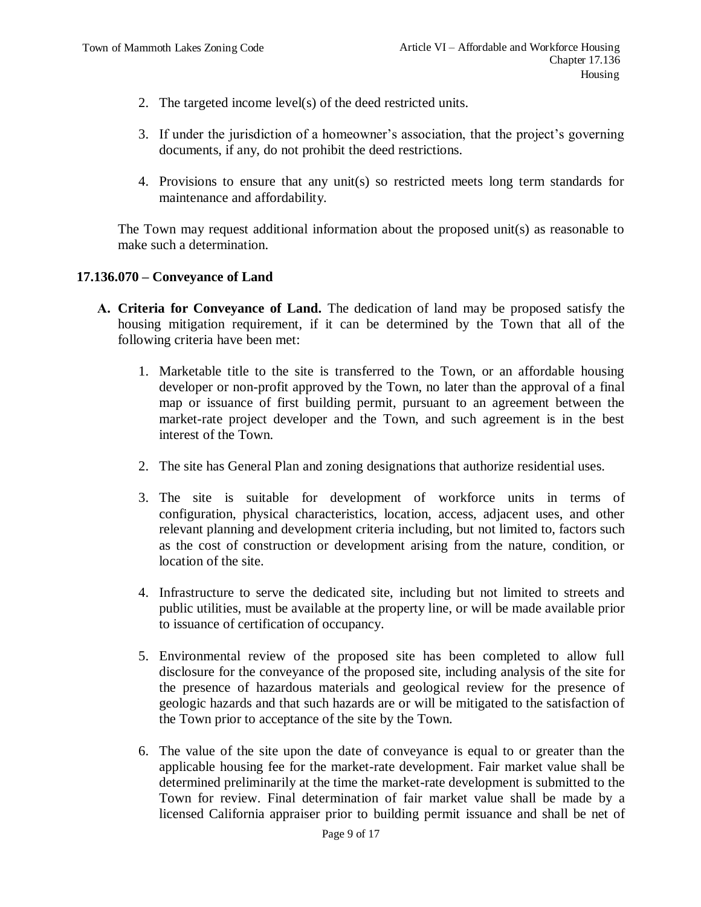2. The targeted income level(s) of the deed restricted units.

3. If under the jurisdiction of a homeowner's association, that the project's governing documents, if any, do not prohibit the deed restrictions.

4. Provisions to ensure that any unit(s) so restricted meets long term standards for maintenance and affordability.

The Town may request additional information about the proposed unit(s) as reasonable to make such a determination.

### 17.136.070 – Conveyance of Land

**A. Criteria for Conveyance of Land.** The dedication of land may be proposed satisfy the housing mitigation requirement, if it can be determined by the Town that all of the following criteria have been met:

1. Marketable title to the site is transferred to the Town, or an affordable housing developer or non-profit approved by the Town, no later than the approval of a final map or issuance of first building permit, pursuant to an agreement between the market-rate project developer and the Town, and such agreement is in the best interest of the Town.

2. The site has General Plan and zoning designations that authorize residential uses.

3. The site is suitable for development of workforce units in terms of configuration, physical characteristics, location, access, adjacent uses, and other relevant planning and development criteria including, but not limited to, factors such as the cost of construction or development arising from the nature, condition, or location of the site.

4. Infrastructure to serve the dedicated site, including but not limited to streets and public utilities, must be available at the property line, or will be made available prior to issuance of certification of occupancy.

5. Environmental review of the proposed site has been completed to allow full disclosure for the conveyance of the proposed site, including analysis of the site for the presence of hazardous materials and geological review for the presence of geologic hazards and that such hazards are or will be mitigated to the satisfaction of the Town prior to acceptance of the site by the Town.

6. The value of the site upon the date of conveyance is equal to or greater than the applicable housing fee for the market-rate development. Fair market value shall be determined preliminarily at the time the market-rate development is submitted to the Town for review. Final determination of fair market value shall be made by a licensed California appraiser prior to building permit issuance and shall be net of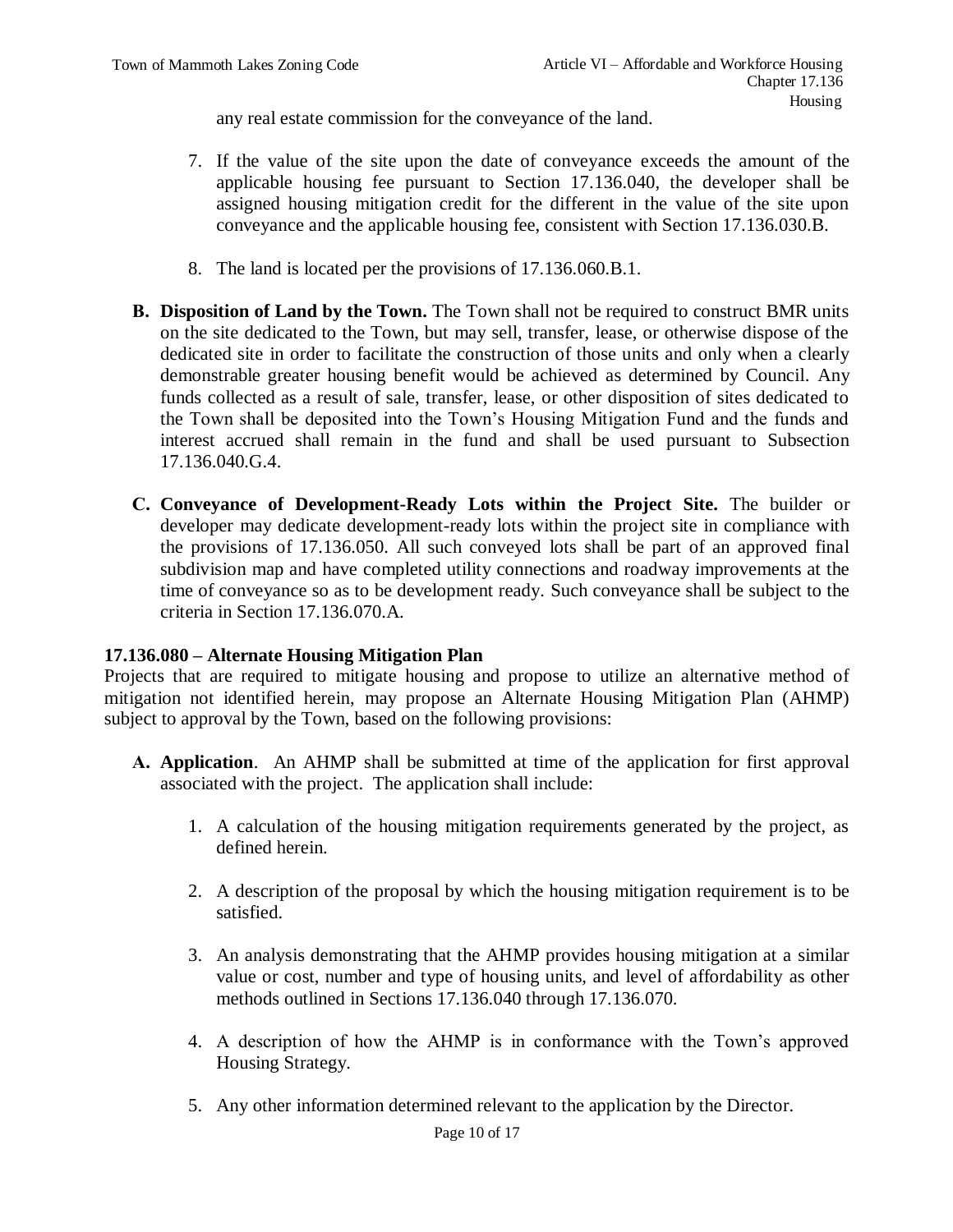any real estate commission for the conveyance of the land.

7. If the value of the site upon the date of conveyance exceeds the amount of the applicable housing fee pursuant to Section 17.136.040, the developer shall be assigned housing mitigation credit for the different in the value of the site upon conveyance and the applicable housing fee, consistent with Section 17.136.030.B.

8. The land is located per the provisions of 17.136.060.B.1.

**B. Disposition of Land by the Town.** The Town shall not be required to construct BMR units on the site dedicated to the Town, but may sell, transfer, lease, or otherwise dispose of the dedicated site in order to facilitate the construction of those units and only when a clearly demonstrable greater housing benefit would be achieved as determined by Council. Any funds collected as a result of sale, transfer, lease, or other disposition of sites dedicated to the Town shall be deposited into the Town's Housing Mitigation Fund and the funds and interest accrued shall remain in the fund and shall be used pursuant to Subsection 17.136.040.G.4.

**C. Conveyance of Development-Ready Lots within the Project Site.** The builder or developer may dedicate development-ready lots within the project site in compliance with the provisions of 17.136.050. All such conveyed lots shall be part of an approved final subdivision map and have completed utility connections and roadway improvements at the time of conveyance so as to be development ready. Such conveyance shall be subject to the criteria in Section 17.136.070.A.

### 17.136.080 – Alternate Housing Mitigation Plan

Projects that are required to mitigate housing and propose to utilize an alternative method of mitigation not identified herein, may propose an Alternate Housing Mitigation Plan (AHMP) subject to approval by the Town, based on the following provisions:

**A. Application**. An AHMP shall be submitted at time of the application for first approval associated with the project. The application shall include:

1. A calculation of the housing mitigation requirements generated by the project, as defined herein.

2. A description of the proposal by which the housing mitigation requirement is to be satisfied.

3. An analysis demonstrating that the AHMP provides housing mitigation at a similar value or cost, number and type of housing units, and level of affordability as other methods outlined in Sections 17.136.040 through 17.136.070.

4. A description of how the AHMP is in conformance with the Town's approved Housing Strategy.

5. Any other information determined relevant to the application by the Director.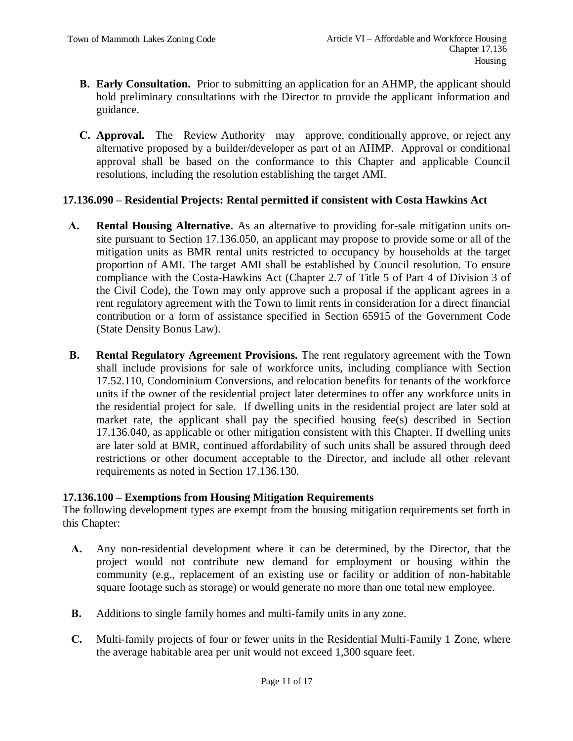**B. Early Consultation.** Prior to submitting an application for an AHMP, the applicant should hold preliminary consultations with the Director to provide the applicant information and guidance.

**C. Approval.** The Review Authority may approve, conditionally approve, or reject any alternative proposed by a builder/developer as part of an AHMP. Approval or conditional approval shall be based on the conformance to this Chapter and applicable Council resolutions, including the resolution establishing the target AMI.

### 17.136.090 – Residential Projects: Rental permitted if consistent with Costa Hawkins Act

**A. Rental Housing Alternative.** As an alternative to providing for-sale mitigation units on-site pursuant to Section 17.136.050, an applicant may propose to provide some or all of the mitigation units as BMR rental units restricted to occupancy by households at the target proportion of AMI. The target AMI shall be established by Council resolution. To ensure compliance with the Costa-Hawkins Act (Chapter 2.7 of Title 5 of Part 4 of Division 3 of the Civil Code), the Town may only approve such a proposal if the applicant agrees in a rent regulatory agreement with the Town to limit rents in consideration for a direct financial contribution or a form of assistance specified in Section 65915 of the Government Code (State Density Bonus Law).

**B. Rental Regulatory Agreement Provisions.** The rent regulatory agreement with the Town shall include provisions for sale of workforce units, including compliance with Section 17.52.110, Condominium Conversions, and relocation benefits for tenants of the workforce units if the owner of the residential project later determines to offer any workforce units in the residential project for sale. If dwelling units in the residential project are later sold at market rate, the applicant shall pay the specified housing fee(s) described in Section 17.136.040, as applicable or other mitigation consistent with this Chapter. If dwelling units are later sold at BMR, continued affordability of such units shall be assured through deed restrictions or other document acceptable to the Director, and include all other relevant requirements as noted in Section 17.136.130.

### 17.136.100 – Exemptions from Housing Mitigation Requirements

The following development types are exempt from the housing mitigation requirements set forth in this Chapter:

**A.** Any non-residential development where it can be determined, by the Director, that the project would not contribute new demand for employment or housing within the community (e.g., replacement of an existing use or facility or addition of non-habitable square footage such as storage) or would generate no more than one total new employee.

**B.** Additions to single family homes and multi-family units in any zone.

**C.** Multi-family projects of four or fewer units in the Residential Multi-Family 1 Zone, where the average habitable area per unit would not exceed 1,300 square feet.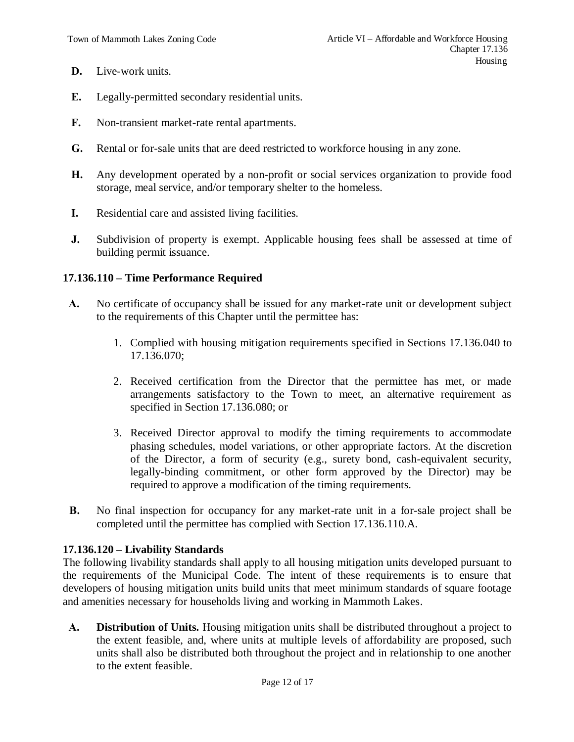**D.** Live-work units.

**E.** Legally-permitted secondary residential units.

**F.** Non-transient market-rate rental apartments.

**G.** Rental or for-sale units that are deed restricted to workforce housing in any zone.

**H.** Any development operated by a non-profit or social services organization to provide food storage, meal service, and/or temporary shelter to the homeless.

**I.** Residential care and assisted living facilities.

**J.** Subdivision of property is exempt. Applicable housing fees shall be assessed at time of building permit issuance.

### 17.136.110 – Time Performance Required

**A.** No certificate of occupancy shall be issued for any market-rate unit or development subject to the requirements of this Chapter until the permittee has:

1. Complied with housing mitigation requirements specified in Sections 17.136.040 to 17.136.070;
2. Received certification from the Director that the permittee has met, or made arrangements satisfactory to the Town to meet, an alternative requirement as specified in Section 17.136.080; or
3. Received Director approval to modify the timing requirements to accommodate phasing schedules, model variations, or other appropriate factors. At the discretion of the Director, a form of security (e.g., surety bond, cash-equivalent security, legally-binding commitment, or other form approved by the Director) may be required to approve a modification of the timing requirements.

**B.** No final inspection for occupancy for any market-rate unit in a for-sale project shall be completed until the permittee has complied with Section 17.136.110.A.

### 17.136.120 – Livability Standards

The following livability standards shall apply to all housing mitigation units developed pursuant to the requirements of the Municipal Code. The intent of these requirements is to ensure that developers of housing mitigation units build units that meet minimum standards of square footage and amenities necessary for households living and working in Mammoth Lakes.

**A.** **Distribution of Units.** Housing mitigation units shall be distributed throughout a project to the extent feasible, and, where units at multiple levels of affordability are proposed, such units shall also be distributed both throughout the project and in relationship to one another to the extent feasible.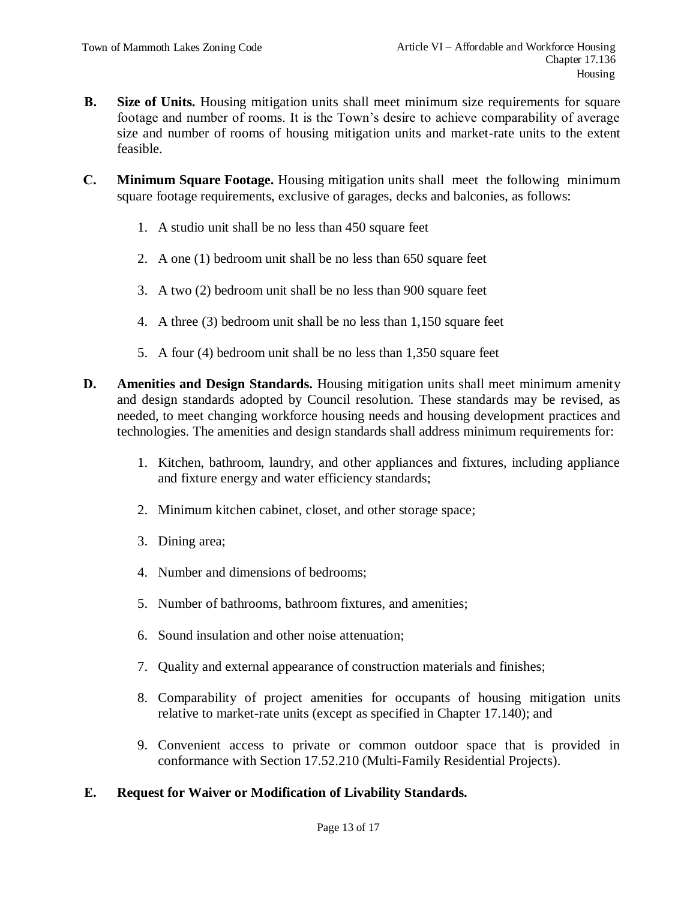**B. Size of Units.** Housing mitigation units shall meet minimum size requirements for square footage and number of rooms. It is the Town's desire to achieve comparability of average size and number of rooms of housing mitigation units and market-rate units to the extent feasible.

**C. Minimum Square Footage.** Housing mitigation units shall meet the following minimum square footage requirements, exclusive of garages, decks and balconies, as follows:

1. A studio unit shall be no less than 450 square feet
2. A one (1) bedroom unit shall be no less than 650 square feet
3. A two (2) bedroom unit shall be no less than 900 square feet
4. A three (3) bedroom unit shall be no less than 1,150 square feet
5. A four (4) bedroom unit shall be no less than 1,350 square feet

**D. Amenities and Design Standards.** Housing mitigation units shall meet minimum amenity and design standards adopted by Council resolution. These standards may be revised, as needed, to meet changing workforce housing needs and housing development practices and technologies. The amenities and design standards shall address minimum requirements for:

1. Kitchen, bathroom, laundry, and other appliances and fixtures, including appliance and fixture energy and water efficiency standards;
2. Minimum kitchen cabinet, closet, and other storage space;
3. Dining area;
4. Number and dimensions of bedrooms;
5. Number of bathrooms, bathroom fixtures, and amenities;
6. Sound insulation and other noise attenuation;
7. Quality and external appearance of construction materials and finishes;
8. Comparability of project amenities for occupants of housing mitigation units relative to market-rate units (except as specified in Chapter 17.140); and
9. Convenient access to private or common outdoor space that is provided in conformance with Section 17.52.210 (Multi-Family Residential Projects).

**E. Request for Waiver or Modification of Livability Standards.**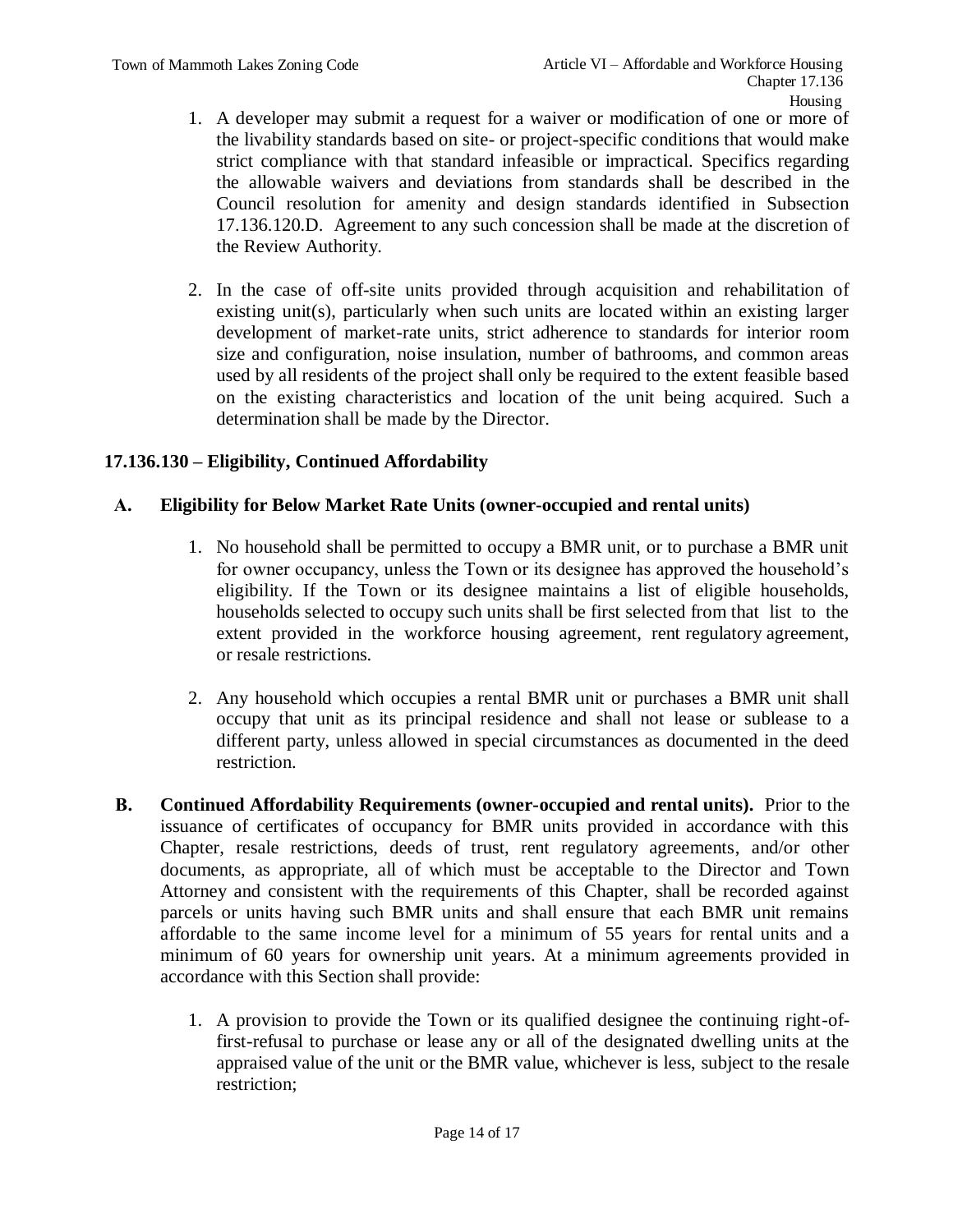1. A developer may submit a request for a waiver or modification of one or more of the livability standards based on site- or project-specific conditions that would make strict compliance with that standard infeasible or impractical. Specifics regarding the allowable waivers and deviations from standards shall be described in the Council resolution for amenity and design standards identified in Subsection 17.136.120.D. Agreement to any such concession shall be made at the discretion of the Review Authority.

2. In the case of off-site units provided through acquisition and rehabilitation of existing unit(s), particularly when such units are located within an existing larger development of market-rate units, strict adherence to standards for interior room size and configuration, noise insulation, number of bathrooms, and common areas used by all residents of the project shall only be required to the extent feasible based on the existing characteristics and location of the unit being acquired. Such a determination shall be made by the Director.

## 17.136.130 – Eligibility, Continued Affordability

### A. Eligibility for Below Market Rate Units (owner-occupied and rental units)

1. No household shall be permitted to occupy a BMR unit, or to purchase a BMR unit for owner occupancy, unless the Town or its designee has approved the household's eligibility. If the Town or its designee maintains a list of eligible households, households selected to occupy such units shall be first selected from that list to the extent provided in the workforce housing agreement, rent regulatory agreement, or resale restrictions.

2. Any household which occupies a rental BMR unit or purchases a BMR unit shall occupy that unit as its principal residence and shall not lease or sublease to a different party, unless allowed in special circumstances as documented in the deed restriction.

**B. Continued Affordability Requirements (owner-occupied and rental units).** Prior to the issuance of certificates of occupancy for BMR units provided in accordance with this Chapter, resale restrictions, deeds of trust, rent regulatory agreements, and/or other documents, as appropriate, all of which must be acceptable to the Director and Town Attorney and consistent with the requirements of this Chapter, shall be recorded against parcels or units having such BMR units and shall ensure that each BMR unit remains affordable to the same income level for a minimum of 55 years for rental units and a minimum of 60 years for ownership unit years. At a minimum agreements provided in accordance with this Section shall provide:

1. A provision to provide the Town or its qualified designee the continuing right-of-first-refusal to purchase or lease any or all of the designated dwelling units at the appraised value of the unit or the BMR value, whichever is less, subject to the resale restriction;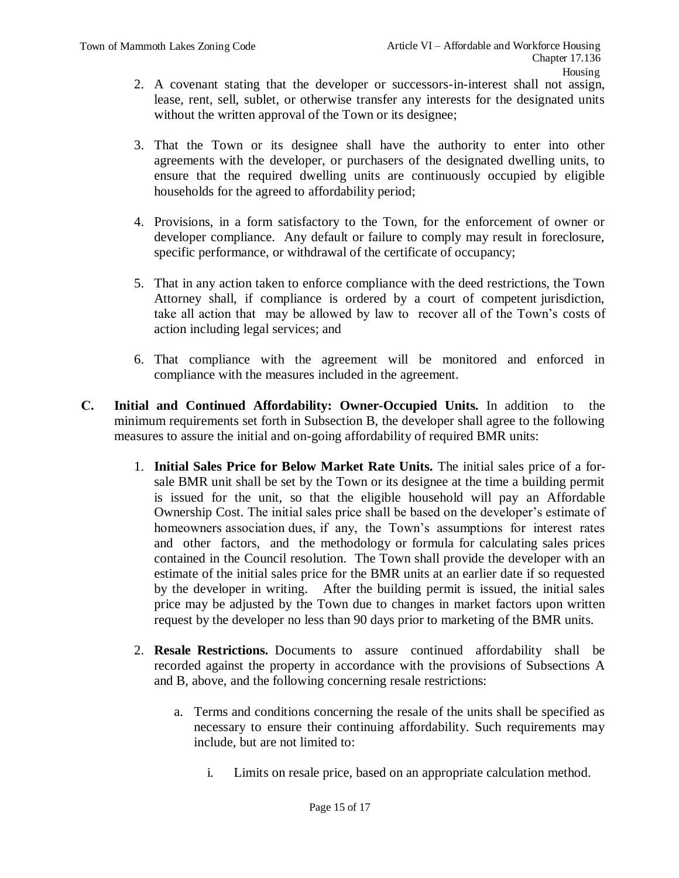2. A covenant stating that the developer or successors-in-interest shall not assign, lease, rent, sell, sublet, or otherwise transfer any interests for the designated units without the written approval of the Town or its designee;

3. That the Town or its designee shall have the authority to enter into other agreements with the developer, or purchasers of the designated dwelling units, to ensure that the required dwelling units are continuously occupied by eligible households for the agreed to affordability period;

4. Provisions, in a form satisfactory to the Town, for the enforcement of owner or developer compliance. Any default or failure to comply may result in foreclosure, specific performance, or withdrawal of the certificate of occupancy;

5. That in any action taken to enforce compliance with the deed restrictions, the Town Attorney shall, if compliance is ordered by a court of competent jurisdiction, take all action that may be allowed by law to recover all of the Town's costs of action including legal services; and

6. That compliance with the agreement will be monitored and enforced in compliance with the measures included in the agreement.

**C. Initial and Continued Affordability: Owner-Occupied Units.** In addition to the minimum requirements set forth in Subsection B, the developer shall agree to the following measures to assure the initial and on-going affordability of required BMR units:

1. **Initial Sales Price for Below Market Rate Units.** The initial sales price of a for-sale BMR unit shall be set by the Town or its designee at the time a building permit is issued for the unit, so that the eligible household will pay an Affordable Ownership Cost. The initial sales price shall be based on the developer's estimate of homeowners association dues, if any, the Town's assumptions for interest rates and other factors, and the methodology or formula for calculating sales prices contained in the Council resolution. The Town shall provide the developer with an estimate of the initial sales price for the BMR units at an earlier date if so requested by the developer in writing. After the building permit is issued, the initial sales price may be adjusted by the Town due to changes in market factors upon written request by the developer no less than 90 days prior to marketing of the BMR units.

2. **Resale Restrictions.** Documents to assure continued affordability shall be recorded against the property in accordance with the provisions of Subsections A and B, above, and the following concerning resale restrictions:

   a. Terms and conditions concerning the resale of the units shall be specified as necessary to ensure their continuing affordability. Such requirements may include, but are not limited to:

      i. Limits on resale price, based on an appropriate calculation method.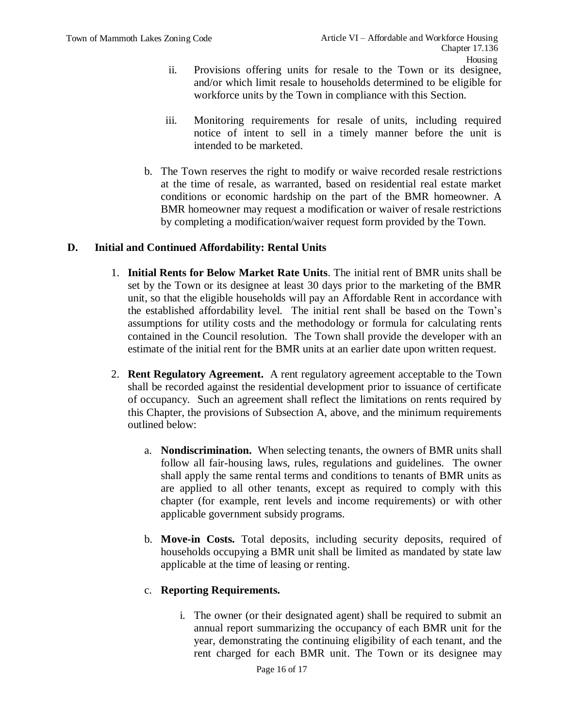ii. Provisions offering units for resale to the Town or its designee, and/or which limit resale to households determined to be eligible for workforce units by the Town in compliance with this Section.

iii. Monitoring requirements for resale of units, including required notice of intent to sell in a timely manner before the unit is intended to be marketed.

b. The Town reserves the right to modify or waive recorded resale restrictions at the time of resale, as warranted, based on residential real estate market conditions or economic hardship on the part of the BMR homeowner. A BMR homeowner may request a modification or waiver of resale restrictions by completing a modification/waiver request form provided by the Town.

## D. Initial and Continued Affordability: Rental Units

1. **Initial Rents for Below Market Rate Units**. The initial rent of BMR units shall be set by the Town or its designee at least 30 days prior to the marketing of the BMR unit, so that the eligible households will pay an Affordable Rent in accordance with the established affordability level. The initial rent shall be based on the Town's assumptions for utility costs and the methodology or formula for calculating rents contained in the Council resolution. The Town shall provide the developer with an estimate of the initial rent for the BMR units at an earlier date upon written request.

2. **Rent Regulatory Agreement.** A rent regulatory agreement acceptable to the Town shall be recorded against the residential development prior to issuance of certificate of occupancy. Such an agreement shall reflect the limitations on rents required by this Chapter, the provisions of Subsection A, above, and the minimum requirements outlined below:

   a. **Nondiscrimination.** When selecting tenants, the owners of BMR units shall follow all fair-housing laws, rules, regulations and guidelines. The owner shall apply the same rental terms and conditions to tenants of BMR units as are applied to all other tenants, except as required to comply with this chapter (for example, rent levels and income requirements) or with other applicable government subsidy programs.

   b. **Move-in Costs.** Total deposits, including security deposits, required of households occupying a BMR unit shall be limited as mandated by state law applicable at the time of leasing or renting.

   c. **Reporting Requirements.**

      i. The owner (or their designated agent) shall be required to submit an annual report summarizing the occupancy of each BMR unit for the year, demonstrating the continuing eligibility of each tenant, and the rent charged for each BMR unit. The Town or its designee may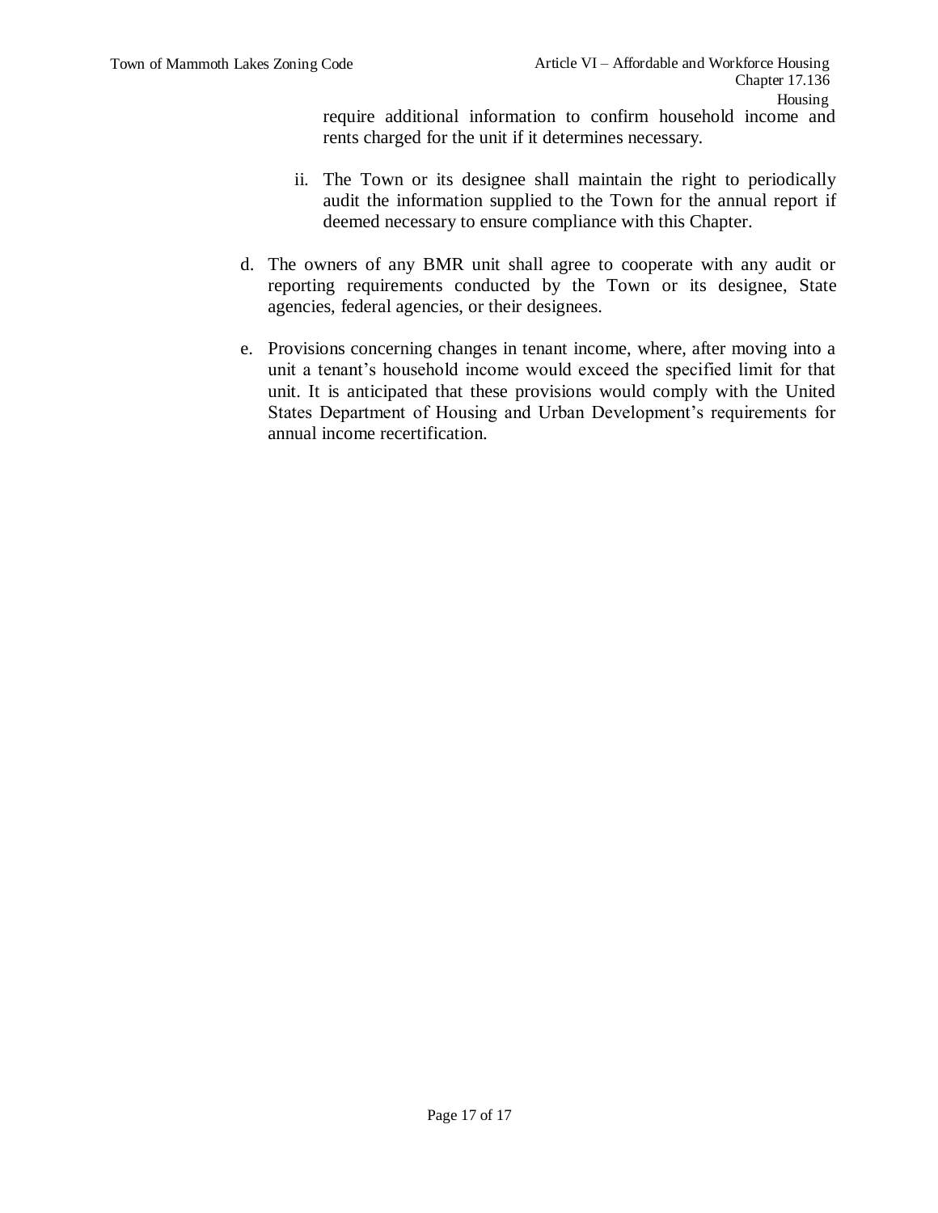require additional information to confirm household income and rents charged for the unit if it determines necessary.

ii. The Town or its designee shall maintain the right to periodically audit the information supplied to the Town for the annual report if deemed necessary to ensure compliance with this Chapter.

d. The owners of any BMR unit shall agree to cooperate with any audit or reporting requirements conducted by the Town or its designee, State agencies, federal agencies, or their designees.

e. Provisions concerning changes in tenant income, where, after moving into a unit a tenant's household income would exceed the specified limit for that unit. It is anticipated that these provisions would comply with the United States Department of Housing and Urban Development's requirements for annual income recertification.